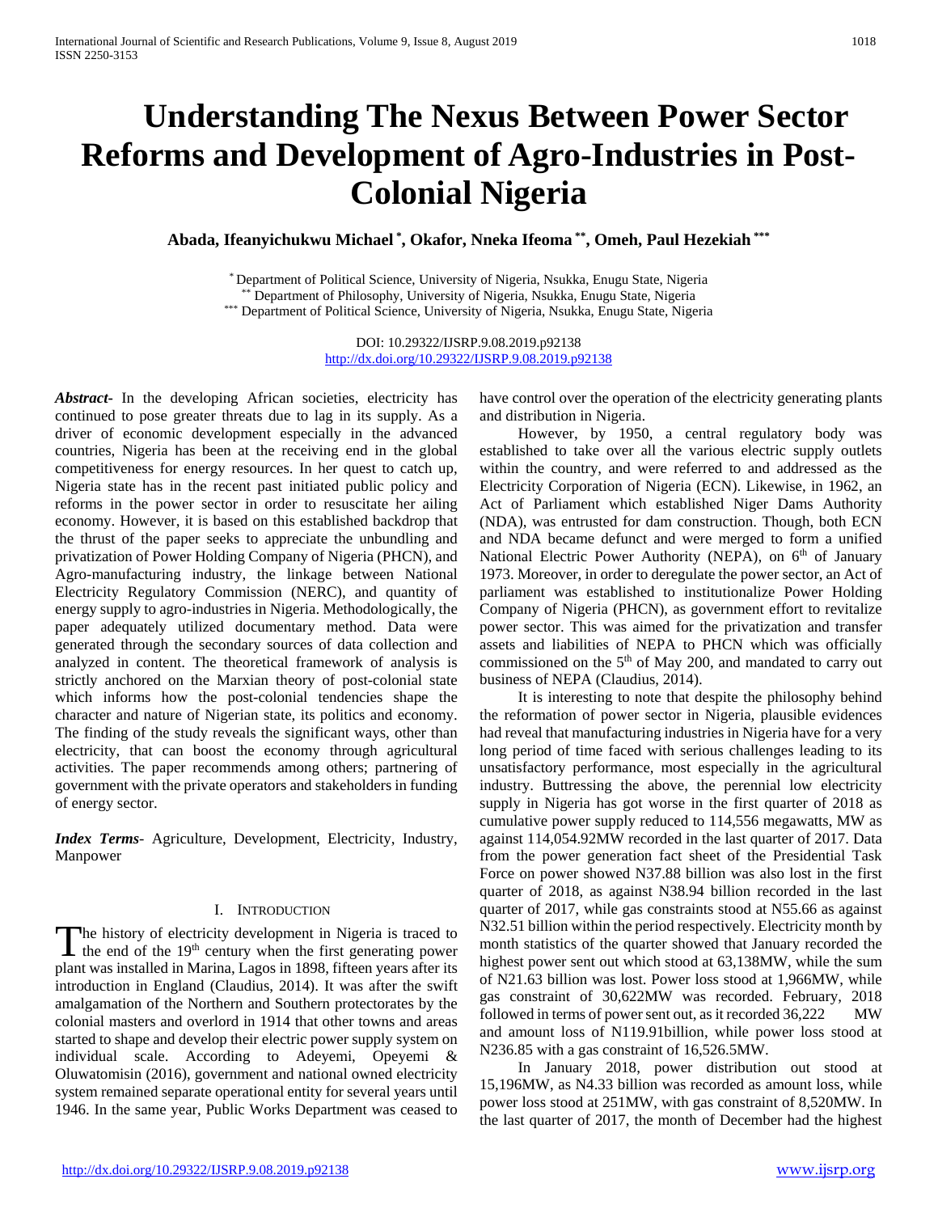# Understanding The Nexus Between Power Sector Reforms and Development of Agro-Industries in Post-Colonial Nigeria

**Abada, Ifeanyichukwu Michael [*], Okafor, Nneka Ifeoma [**], Omeh, Paul Hezekiah [***]**

[*] Department of Political Science, University of Nigeria, Nsukka, Enugu State, Nigeria
[**] Department of Philosophy, University of Nigeria, Nsukka, Enugu State, Nigeria
[***] Department of Political Science, University of Nigeria, Nsukka, Enugu State, Nigeria

DOI: 10.29322/IJSRP.9.08.2019.p92138
http://dx.doi.org/10.29322/IJSRP.9.08.2019.p92138

***Abstract*-** In the developing African societies, electricity has continued to pose greater threats due to lag in its supply. As a driver of economic development especially in the advanced countries, Nigeria has been at the receiving end in the global competitiveness for energy resources. In her quest to catch up, Nigeria state has in the recent past initiated public policy and reforms in the power sector in order to resuscitate her ailing economy. However, it is based on this established backdrop that the thrust of the paper seeks to appreciate the unbundling and privatization of Power Holding Company of Nigeria (PHCN), and Agro-manufacturing industry, the linkage between National Electricity Regulatory Commission (NERC), and quantity of energy supply to agro-industries in Nigeria. Methodologically, the paper adequately utilized documentary method. Data were generated through the secondary sources of data collection and analyzed in content. The theoretical framework of analysis is strictly anchored on the Marxian theory of post-colonial state which informs how the post-colonial tendencies shape the character and nature of Nigerian state, its politics and economy. The finding of the study reveals the significant ways, other than electricity, that can boost the economy through agricultural activities. The paper recommends among others; partnering of government with the private operators and stakeholders in funding of energy sector.

***Index Terms*-** Agriculture, Development, Electricity, Industry, Manpower

## I. Introduction

The history of electricity development in Nigeria is traced to the end of the 19th century when the first generating power plant was installed in Marina, Lagos in 1898, fifteen years after its introduction in England (Claudius, 2014). It was after the swift amalgamation of the Northern and Southern protectorates by the colonial masters and overlord in 1914 that other towns and areas started to shape and develop their electric power supply system on individual scale. According to Adeyemi, Opeyemi & Oluwatomisin (2016), government and national owned electricity system remained separate operational entity for several years until 1946. In the same year, Public Works Department was ceased to have control over the operation of the electricity generating plants and distribution in Nigeria.

However, by 1950, a central regulatory body was established to take over all the various electric supply outlets within the country, and were referred to and addressed as the Electricity Corporation of Nigeria (ECN). Likewise, in 1962, an Act of Parliament which established Niger Dams Authority (NDA), was entrusted for dam construction. Though, both ECN and NDA became defunct and were merged to form a unified National Electric Power Authority (NEPA), on 6th of January 1973. Moreover, in order to deregulate the power sector, an Act of parliament was established to institutionalize Power Holding Company of Nigeria (PHCN), as government effort to revitalize power sector. This was aimed for the privatization and transfer assets and liabilities of NEPA to PHCN which was officially commissioned on the 5th of May 200, and mandated to carry out business of NEPA (Claudius, 2014).

It is interesting to note that despite the philosophy behind the reformation of power sector in Nigeria, plausible evidences had reveal that manufacturing industries in Nigeria have for a very long period of time faced with serious challenges leading to its unsatisfactory performance, most especially in the agricultural industry. Buttressing the above, the perennial low electricity supply in Nigeria has got worse in the first quarter of 2018 as cumulative power supply reduced to 114,556 megawatts, MW as against 114,054.92MW recorded in the last quarter of 2017. Data from the power generation fact sheet of the Presidential Task Force on power showed N37.88 billion was also lost in the first quarter of 2018, as against N38.94 billion recorded in the last quarter of 2017, while gas constraints stood at N55.66 as against N32.51 billion within the period respectively. Electricity month by month statistics of the quarter showed that January recorded the highest power sent out which stood at 63,138MW, while the sum of N21.63 billion was lost. Power loss stood at 1,966MW, while gas constraint of 30,622MW was recorded. February, 2018 followed in terms of power sent out, as it recorded 36,222 MW and amount loss of N119.91billion, while power loss stood at N236.85 with a gas constraint of 16,526.5MW.

In January 2018, power distribution out stood at 15,196MW, as N4.33 billion was recorded as amount loss, while power loss stood at 251MW, with gas constraint of 8,520MW. In the last quarter of 2017, the month of December had the highest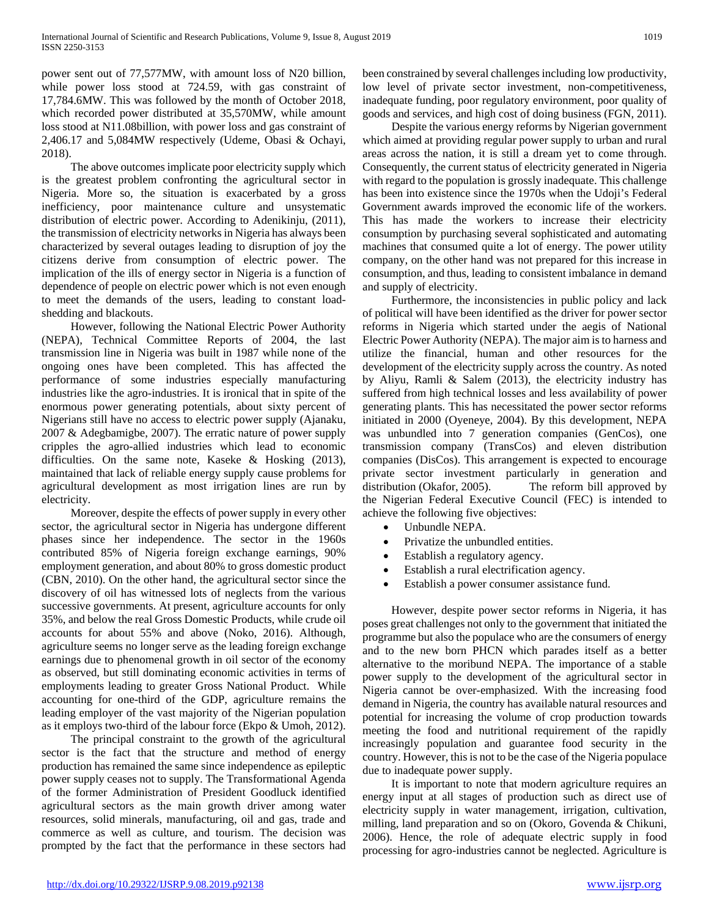power sent out of 77,577MW, with amount loss of N20 billion, while power loss stood at 724.59, with gas constraint of 17,784.6MW. This was followed by the month of October 2018, which recorded power distributed at 35,570MW, while amount loss stood at N11.08billion, with power loss and gas constraint of 2,406.17 and 5,084MW respectively (Udeme, Obasi & Ochayi, 2018).

The above outcomes implicate poor electricity supply which is the greatest problem confronting the agricultural sector in Nigeria. More so, the situation is exacerbated by a gross inefficiency, poor maintenance culture and unsystematic distribution of electric power. According to Adenikinju, (2011), the transmission of electricity networks in Nigeria has always been characterized by several outages leading to disruption of joy the citizens derive from consumption of electric power. The implication of the ills of energy sector in Nigeria is a function of dependence of people on electric power which is not even enough to meet the demands of the users, leading to constant load-shedding and blackouts.

However, following the National Electric Power Authority (NEPA), Technical Committee Reports of 2004, the last transmission line in Nigeria was built in 1987 while none of the ongoing ones have been completed. This has affected the performance of some industries especially manufacturing industries like the agro-industries. It is ironical that in spite of the enormous power generating potentials, about sixty percent of Nigerians still have no access to electric power supply (Ajanaku, 2007 & Adegbamigbe, 2007). The erratic nature of power supply cripples the agro-allied industries which lead to economic difficulties. On the same note, Kaseke & Hosking (2013), maintained that lack of reliable energy supply cause problems for agricultural development as most irrigation lines are run by electricity.

Moreover, despite the effects of power supply in every other sector, the agricultural sector in Nigeria has undergone different phases since her independence. The sector in the 1960s contributed 85% of Nigeria foreign exchange earnings, 90% employment generation, and about 80% to gross domestic product (CBN, 2010). On the other hand, the agricultural sector since the discovery of oil has witnessed lots of neglects from the various successive governments. At present, agriculture accounts for only 35%, and below the real Gross Domestic Products, while crude oil accounts for about 55% and above (Noko, 2016). Although, agriculture seems no longer serve as the leading foreign exchange earnings due to phenomenal growth in oil sector of the economy as observed, but still dominating economic activities in terms of employments leading to greater Gross National Product. While accounting for one-third of the GDP, agriculture remains the leading employer of the vast majority of the Nigerian population as it employs two-third of the labour force (Ekpo & Umoh, 2012).

The principal constraint to the growth of the agricultural sector is the fact that the structure and method of energy production has remained the same since independence as epileptic power supply ceases not to supply. The Transformational Agenda of the former Administration of President Goodluck identified agricultural sectors as the main growth driver among water resources, solid minerals, manufacturing, oil and gas, trade and commerce as well as culture, and tourism. The decision was prompted by the fact that the performance in these sectors had been constrained by several challenges including low productivity, low level of private sector investment, non-competitiveness, inadequate funding, poor regulatory environment, poor quality of goods and services, and high cost of doing business (FGN, 2011).

Despite the various energy reforms by Nigerian government which aimed at providing regular power supply to urban and rural areas across the nation, it is still a dream yet to come through. Consequently, the current status of electricity generated in Nigeria with regard to the population is grossly inadequate. This challenge has been into existence since the 1970s when the Udoji's Federal Government awards improved the economic life of the workers. This has made the workers to increase their electricity consumption by purchasing several sophisticated and automating machines that consumed quite a lot of energy. The power utility company, on the other hand was not prepared for this increase in consumption, and thus, leading to consistent imbalance in demand and supply of electricity.

Furthermore, the inconsistencies in public policy and lack of political will have been identified as the driver for power sector reforms in Nigeria which started under the aegis of National Electric Power Authority (NEPA). The major aim is to harness and utilize the financial, human and other resources for the development of the electricity supply across the country. As noted by Aliyu, Ramli & Salem (2013), the electricity industry has suffered from high technical losses and less availability of power generating plants. This has necessitated the power sector reforms initiated in 2000 (Oyeneye, 2004). By this development, NEPA was unbundled into 7 generation companies (GenCos), one transmission company (TransCos) and eleven distribution companies (DisCos). This arrangement is expected to encourage private sector investment particularly in generation and distribution (Okafor, 2005). The reform bill approved by the Nigerian Federal Executive Council (FEC) is intended to achieve the following five objectives:

- Unbundle NEPA.
- Privatize the unbundled entities.
- Establish a regulatory agency.
- Establish a rural electrification agency.
- Establish a power consumer assistance fund.

However, despite power sector reforms in Nigeria, it has poses great challenges not only to the government that initiated the programme but also the populace who are the consumers of energy and to the new born PHCN which parades itself as a better alternative to the moribund NEPA. The importance of a stable power supply to the development of the agricultural sector in Nigeria cannot be over-emphasized. With the increasing food demand in Nigeria, the country has available natural resources and potential for increasing the volume of crop production towards meeting the food and nutritional requirement of the rapidly increasingly population and guarantee food security in the country. However, this is not to be the case of the Nigeria populace due to inadequate power supply.

It is important to note that modern agriculture requires an energy input at all stages of production such as direct use of electricity supply in water management, irrigation, cultivation, milling, land preparation and so on (Okoro, Govenda & Chikuni, 2006). Hence, the role of adequate electric supply in food processing for agro-industries cannot be neglected. Agriculture is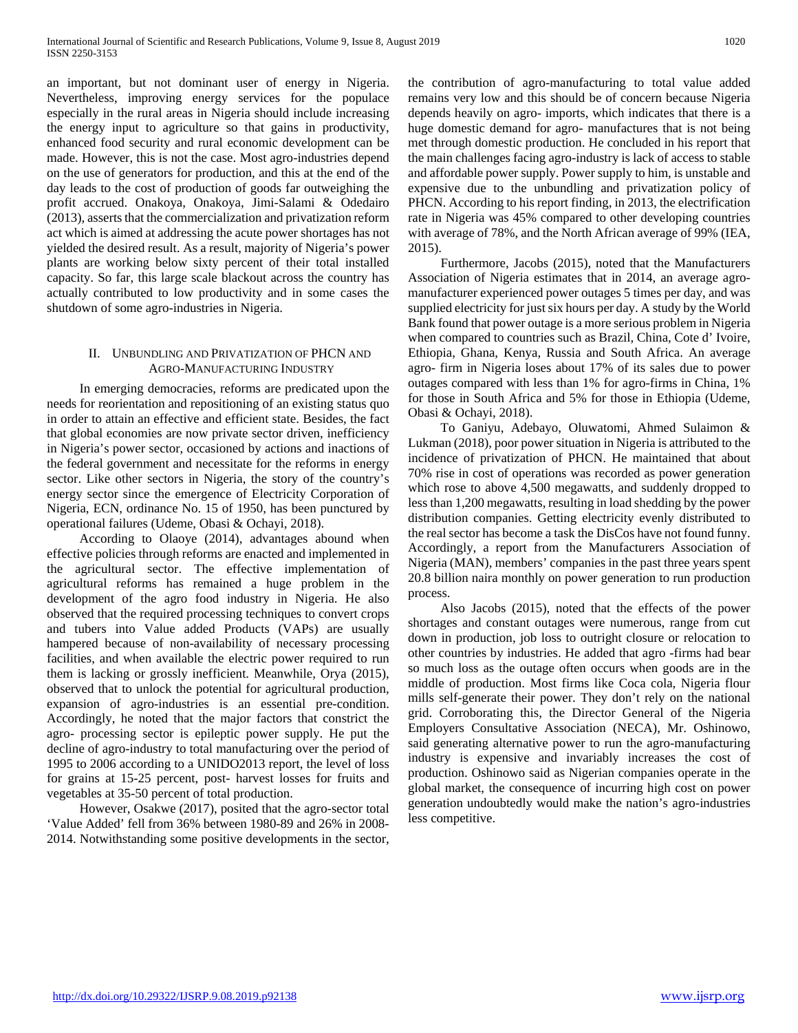an important, but not dominant user of energy in Nigeria. Nevertheless, improving energy services for the populace especially in the rural areas in Nigeria should include increasing the energy input to agriculture so that gains in productivity, enhanced food security and rural economic development can be made. However, this is not the case. Most agro-industries depend on the use of generators for production, and this at the end of the day leads to the cost of production of goods far outweighing the profit accrued. Onakoya, Onakoya, Jimi-Salami & Odedairo (2013), asserts that the commercialization and privatization reform act which is aimed at addressing the acute power shortages has not yielded the desired result. As a result, majority of Nigeria's power plants are working below sixty percent of their total installed capacity. So far, this large scale blackout across the country has actually contributed to low productivity and in some cases the shutdown of some agro-industries in Nigeria.

## II. Unbundling and Privatization of PHCN and Agro-Manufacturing Industry

In emerging democracies, reforms are predicated upon the needs for reorientation and repositioning of an existing status quo in order to attain an effective and efficient state. Besides, the fact that global economies are now private sector driven, inefficiency in Nigeria's power sector, occasioned by actions and inactions of the federal government and necessitate for the reforms in energy sector. Like other sectors in Nigeria, the story of the country's energy sector since the emergence of Electricity Corporation of Nigeria, ECN, ordinance No. 15 of 1950, has been punctured by operational failures (Udeme, Obasi & Ochayi, 2018).

According to Olaoye (2014), advantages abound when effective policies through reforms are enacted and implemented in the agricultural sector. The effective implementation of agricultural reforms has remained a huge problem in the development of the agro food industry in Nigeria. He also observed that the required processing techniques to convert crops and tubers into Value added Products (VAPs) are usually hampered because of non-availability of necessary processing facilities, and when available the electric power required to run them is lacking or grossly inefficient. Meanwhile, Orya (2015), observed that to unlock the potential for agricultural production, expansion of agro-industries is an essential pre-condition. Accordingly, he noted that the major factors that constrict the agro- processing sector is epileptic power supply. He put the decline of agro-industry to total manufacturing over the period of 1995 to 2006 according to a UNIDO2013 report, the level of loss for grains at 15-25 percent, post- harvest losses for fruits and vegetables at 35-50 percent of total production.

However, Osakwe (2017), posited that the agro-sector total 'Value Added' fell from 36% between 1980-89 and 26% in 2008-2014. Notwithstanding some positive developments in the sector, the contribution of agro-manufacturing to total value added remains very low and this should be of concern because Nigeria depends heavily on agro- imports, which indicates that there is a huge domestic demand for agro- manufactures that is not being met through domestic production. He concluded in his report that the main challenges facing agro-industry is lack of access to stable and affordable power supply. Power supply to him, is unstable and expensive due to the unbundling and privatization policy of PHCN. According to his report finding, in 2013, the electrification rate in Nigeria was 45% compared to other developing countries with average of 78%, and the North African average of 99% (IEA, 2015).

Furthermore, Jacobs (2015), noted that the Manufacturers Association of Nigeria estimates that in 2014, an average agro-manufacturer experienced power outages 5 times per day, and was supplied electricity for just six hours per day. A study by the World Bank found that power outage is a more serious problem in Nigeria when compared to countries such as Brazil, China, Cote d' Ivoire, Ethiopia, Ghana, Kenya, Russia and South Africa. An average agro- firm in Nigeria loses about 17% of its sales due to power outages compared with less than 1% for agro-firms in China, 1% for those in South Africa and 5% for those in Ethiopia (Udeme, Obasi & Ochayi, 2018).

To Ganiyu, Adebayo, Oluwatomi, Ahmed Sulaimon & Lukman (2018), poor power situation in Nigeria is attributed to the incidence of privatization of PHCN. He maintained that about 70% rise in cost of operations was recorded as power generation which rose to above 4,500 megawatts, and suddenly dropped to less than 1,200 megawatts, resulting in load shedding by the power distribution companies. Getting electricity evenly distributed to the real sector has become a task the DisCos have not found funny. Accordingly, a report from the Manufacturers Association of Nigeria (MAN), members' companies in the past three years spent 20.8 billion naira monthly on power generation to run production process.

Also Jacobs (2015), noted that the effects of the power shortages and constant outages were numerous, range from cut down in production, job loss to outright closure or relocation to other countries by industries. He added that agro -firms had bear so much loss as the outage often occurs when goods are in the middle of production. Most firms like Coca cola, Nigeria flour mills self-generate their power. They don't rely on the national grid. Corroborating this, the Director General of the Nigeria Employers Consultative Association (NECA), Mr. Oshinowo, said generating alternative power to run the agro-manufacturing industry is expensive and invariably increases the cost of production. Oshinowo said as Nigerian companies operate in the global market, the consequence of incurring high cost on power generation undoubtedly would make the nation's agro-industries less competitive.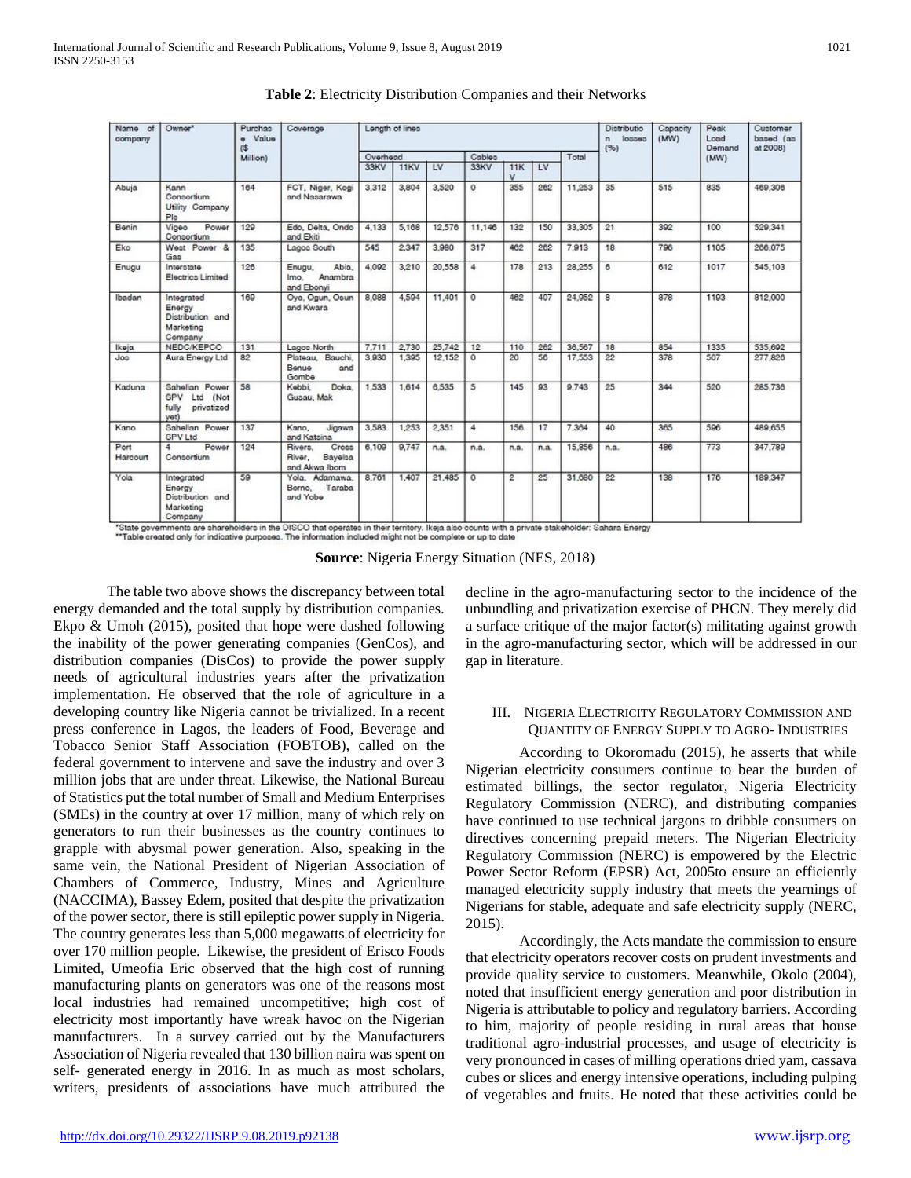**Table 2**: Electricity Distribution Companies and their Networks

| Name of company | Owner* | Purchase Value ($ Million) | Coverage | Length of lines | | | | | | | Distribution losses (%) | Capacity (MW) | Peak Load Demand (MW) | Customer based (as at 2008) |
|---|---|---|---|---|---|---|---|---|---|---|---|---|---|---|
| | | | | Overhead | | | Cables | | | Total | | | | |
| | | | | 33KV | 11KV | LV | 33KV | 11KV | LV | | | | | |
| Abuja | Kann Consortium Utility Company Plc | 164 | FCT, Niger, Kogi and Nasarawa | 3,312 | 3,804 | 3,520 | 0 | 355 | 262 | 11,253 | 35 | 515 | 835 | 469,306 |
| Benin | Vigeo Power Consortium | 129 | Edo, Delta, Ondo and Ekiti | 4,133 | 5,168 | 12,576 | 11,146 | 132 | 150 | 33,305 | 21 | 392 | 100 | 529,341 |
| Eko | West Power & Gas | 135 | Lagos South | 545 | 2,347 | 3,980 | 317 | 462 | 262 | 7,913 | 18 | 796 | 1105 | 266,075 |
| Enugu | Interstate Electrics Limited | 126 | Enugu, Abia, Imo, Anambra and Ebonyi | 4,092 | 3,210 | 20,558 | 4 | 178 | 213 | 28,255 | 6 | 612 | 1017 | 545,103 |
| Ibadan | Integrated Energy Distribution and Marketing Company | 169 | Oyo, Ogun, Osun and Kwara | 8,088 | 4,594 | 11,401 | 0 | 462 | 407 | 24,952 | 8 | 878 | 1193 | 812,000 |
| Ikeja | NEDC/KEPCO | 131 | Lagos North | 7,711 | 2,730 | 25,742 | 12 | 110 | 262 | 36,567 | 18 | 854 | 1335 | 535,692 |
| Jos | Aura Energy Ltd | 82 | Plateau, Bauchi, Benue and Gombe | 3,930 | 1,395 | 12,152 | 0 | 20 | 56 | 17,553 | 22 | 378 | 507 | 277,826 |
| Kaduna | Sahelian Power SPV Ltd (Not fully privatized yet) | 58 | Kebbi, Doka, Gusau, Mak | 1,533 | 1,614 | 6,535 | 5 | 145 | 93 | 9,743 | 25 | 344 | 520 | 285,736 |
| Kano | Sahelian Power SPV Ltd | 137 | Kano, Jigawa and Katsina | 3,583 | 1,253 | 2,351 | 4 | 156 | 17 | 7,364 | 40 | 365 | 596 | 489,655 |
| Port Harcourt | 4 Power Consortium | 124 | Rivers, Cross River, Bayelsa and Akwa Ibom | 6,109 | 9,747 | n.a. | n.a. | n.a. | n.a. | 15,856 | n.a. | 486 | 773 | 347,789 |
| Yola | Integrated Energy Distribution and Marketing Company | 59 | Yola, Adamawa, Borno, Taraba and Yobe | 8,761 | 1,407 | 21,485 | 0 | 2 | 25 | 31,680 | 22 | 138 | 176 | 189,347 |

*State governments are shareholders in the DISCO that operates in their territory. Ikeja also counts with a private stakeholder: Sahara Energy
**Table created only for indicative purposes. The information included might not be complete or up to date

**Source**: Nigeria Energy Situation (NES, 2018)

The table two above shows the discrepancy between total energy demanded and the total supply by distribution companies. Ekpo & Umoh (2015), posited that hope were dashed following the inability of the power generating companies (GenCos), and distribution companies (DisCos) to provide the power supply needs of agricultural industries years after the privatization implementation. He observed that the role of agriculture in a developing country like Nigeria cannot be trivialized. In a recent press conference in Lagos, the leaders of Food, Beverage and Tobacco Senior Staff Association (FOBTOB), called on the federal government to intervene and save the industry and over 3 million jobs that are under threat. Likewise, the National Bureau of Statistics put the total number of Small and Medium Enterprises (SMEs) in the country at over 17 million, many of which rely on generators to run their businesses as the country continues to grapple with abysmal power generation. Also, speaking in the same vein, the National President of Nigerian Association of Chambers of Commerce, Industry, Mines and Agriculture (NACCIMA), Bassey Edem, posited that despite the privatization of the power sector, there is still epileptic power supply in Nigeria. The country generates less than 5,000 megawatts of electricity for over 170 million people. Likewise, the president of Erisco Foods Limited, Umeofia Eric observed that the high cost of running manufacturing plants on generators was one of the reasons most local industries had remained uncompetitive; high cost of electricity most importantly have wreak havoc on the Nigerian manufacturers. In a survey carried out by the Manufacturers Association of Nigeria revealed that 130 billion naira was spent on self- generated energy in 2016. In as much as most scholars, writers, presidents of associations have much attributed the decline in the agro-manufacturing sector to the incidence of the unbundling and privatization exercise of PHCN. They merely did a surface critique of the major factor(s) militating against growth in the agro-manufacturing sector, which will be addressed in our gap in literature.

## III. Nigeria Electricity Regulatory Commission and Quantity of Energy Supply to Agro- Industries

According to Okoromadu (2015), he asserts that while Nigerian electricity consumers continue to bear the burden of estimated billings, the sector regulator, Nigeria Electricity Regulatory Commission (NERC), and distributing companies have continued to use technical jargons to dribble consumers on directives concerning prepaid meters. The Nigerian Electricity Regulatory Commission (NERC) is empowered by the Electric Power Sector Reform (EPSR) Act, 2005to ensure an efficiently managed electricity supply industry that meets the yearnings of Nigerians for stable, adequate and safe electricity supply (NERC, 2015).

Accordingly, the Acts mandate the commission to ensure that electricity operators recover costs on prudent investments and provide quality service to customers. Meanwhile, Okolo (2004), noted that insufficient energy generation and poor distribution in Nigeria is attributable to policy and regulatory barriers. According to him, majority of people residing in rural areas that house traditional agro-industrial processes, and usage of electricity is very pronounced in cases of milling operations dried yam, cassava cubes or slices and energy intensive operations, including pulping of vegetables and fruits. He noted that these activities could be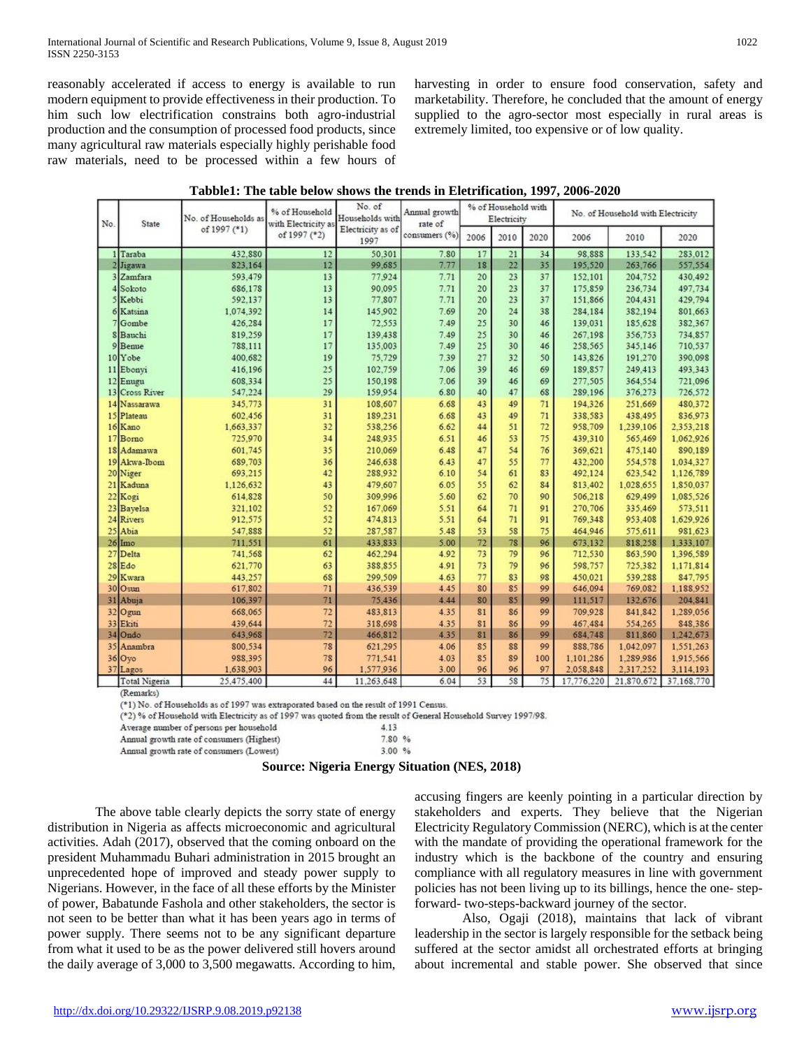reasonably accelerated if access to energy is available to run modern equipment to provide effectiveness in their production. To him such low electrification constrains both agro-industrial production and the consumption of processed food products, since many agricultural raw materials especially highly perishable food raw materials, need to be processed within a few hours of harvesting in order to ensure food conservation, safety and marketability. Therefore, he concluded that the amount of energy supplied to the agro-sector most especially in rural areas is extremely limited, too expensive or of low quality.

**Tabble1: The table below shows the trends in Eletrification, 1997, 2006-2020**

| No. | State | No. of Households as of 1997 (*1) | % of Household with Electricity as of 1997 (*2) | No. of Households with Electricity as of 1997 | Annual growth rate of consumers (%) | % of Household with Electricity | | | No. of Household with Electricity | | |
|---|---|---|---|---|---|---|---|---|---|---|---|
| | | | | | | 2006 | 2010 | 2020 | 2006 | 2010 | 2020 |
| 1 | Taraba | 432,880 | 12 | 50,301 | 7.80 | 17 | 21 | 34 | 98,888 | 133,542 | 283,012 |
| 2 | Jigawa | 823,164 | 12 | 99,685 | 7.77 | 18 | 22 | 35 | 195,520 | 263,766 | 557,554 |
| 3 | Zamfara | 593,479 | 13 | 77,924 | 7.71 | 20 | 23 | 37 | 152,101 | 204,752 | 430,492 |
| 4 | Sokoto | 686,178 | 13 | 90,095 | 7.71 | 20 | 23 | 37 | 175,859 | 236,734 | 497,734 |
| 5 | Kebbi | 592,137 | 13 | 77,807 | 7.71 | 20 | 23 | 37 | 151,866 | 204,431 | 429,794 |
| 6 | Katsina | 1,074,392 | 14 | 145,902 | 7.69 | 20 | 24 | 38 | 284,184 | 382,194 | 801,663 |
| 7 | Gombe | 426,284 | 17 | 72,553 | 7.49 | 25 | 30 | 46 | 139,031 | 185,628 | 382,367 |
| 8 | Bauchi | 819,259 | 17 | 139,438 | 7.49 | 25 | 30 | 46 | 267,198 | 356,753 | 734,857 |
| 9 | Benue | 788,111 | 17 | 135,003 | 7.49 | 25 | 30 | 46 | 258,565 | 345,146 | 710,537 |
| 10 | Yobe | 400,682 | 19 | 75,729 | 7.39 | 27 | 32 | 50 | 143,826 | 191,270 | 390,098 |
| 11 | Ebonyi | 416,196 | 25 | 102,759 | 7.06 | 39 | 46 | 69 | 189,857 | 249,413 | 493,343 |
| 12 | Enugu | 608,334 | 25 | 150,198 | 7.06 | 39 | 46 | 69 | 277,505 | 364,554 | 721,096 |
| 13 | Cross River | 547,224 | 29 | 159,954 | 6.80 | 40 | 47 | 68 | 289,196 | 376,273 | 726,572 |
| 14 | Nassarawa | 345,773 | 31 | 108,607 | 6.68 | 43 | 49 | 71 | 194,326 | 251,669 | 480,372 |
| 15 | Plateau | 602,456 | 31 | 189,231 | 6.68 | 43 | 49 | 71 | 338,583 | 438,495 | 836,973 |
| 16 | Kano | 1,663,337 | 32 | 538,256 | 6.62 | 44 | 51 | 72 | 958,709 | 1,239,106 | 2,353,218 |
| 17 | Borno | 725,970 | 34 | 248,935 | 6.51 | 46 | 53 | 75 | 439,310 | 565,469 | 1,062,926 |
| 18 | Adamawa | 601,745 | 35 | 210,069 | 6.48 | 47 | 54 | 76 | 369,621 | 475,140 | 890,189 |
| 19 | Akwa-Ibom | 689,703 | 36 | 246,638 | 6.43 | 47 | 55 | 77 | 432,200 | 554,578 | 1,034,327 |
| 20 | Niger | 693,215 | 42 | 288,932 | 6.10 | 54 | 61 | 83 | 492,124 | 623,542 | 1,126,789 |
| 21 | Kaduna | 1,126,632 | 43 | 479,607 | 6.05 | 55 | 62 | 84 | 813,402 | 1,028,655 | 1,850,037 |
| 22 | Kogi | 614,828 | 50 | 309,996 | 5.60 | 62 | 70 | 90 | 506,218 | 629,499 | 1,085,526 |
| 23 | Bayelsa | 321,102 | 52 | 167,069 | 5.51 | 64 | 71 | 91 | 270,706 | 335,469 | 573,511 |
| 24 | Rivers | 912,575 | 52 | 474,813 | 5.51 | 64 | 71 | 91 | 769,348 | 953,408 | 1,629,926 |
| 25 | Abia | 547,888 | 52 | 287,587 | 5.48 | 53 | 58 | 75 | 464,946 | 575,611 | 981,623 |
| 26 | Imo | 711,551 | 61 | 433,833 | 5.00 | 72 | 78 | 96 | 673,132 | 818,258 | 1,333,107 |
| 27 | Delta | 741,568 | 62 | 462,294 | 4.92 | 73 | 79 | 96 | 712,530 | 863,590 | 1,396,589 |
| 28 | Edo | 621,770 | 63 | 388,855 | 4.91 | 73 | 79 | 96 | 598,757 | 725,382 | 1,171,814 |
| 29 | Kwara | 443,257 | 68 | 299,509 | 4.63 | 77 | 83 | 98 | 450,021 | 539,288 | 847,795 |
| 30 | Osun | 617,802 | 71 | 436,539 | 4.45 | 80 | 85 | 99 | 646,094 | 769,082 | 1,188,952 |
| 31 | Abuja | 106,397 | 71 | 75,436 | 4.44 | 80 | 85 | 99 | 111,517 | 132,676 | 204,841 |
| 32 | Ogun | 668,065 | 72 | 483,813 | 4.35 | 81 | 86 | 99 | 709,928 | 841,842 | 1,289,056 |
| 33 | Ekiti | 439,644 | 72 | 318,698 | 4.35 | 81 | 86 | 99 | 467,484 | 554,265 | 848,386 |
| 34 | Ondo | 643,968 | 72 | 466,812 | 4.35 | 81 | 86 | 99 | 684,748 | 811,860 | 1,242,673 |
| 35 | Anambra | 800,534 | 78 | 621,295 | 4.06 | 85 | 88 | 99 | 888,786 | 1,042,097 | 1,551,263 |
| 36 | Oyo | 988,395 | 78 | 771,541 | 4.03 | 85 | 89 | 100 | 1,101,286 | 1,289,986 | 1,915,566 |
| 37 | Lagos | 1,638,903 | 96 | 1,577,936 | 3.00 | 96 | 96 | 97 | 2,058,848 | 2,317,252 | 3,114,193 |
| | Total Nigeria | 25,475,400 | 44 | 11,263,648 | 6.04 | 53 | 58 | 75 | 17,776,220 | 21,870,672 | 37,168,770 |

(Remarks)

(*1) No. of Households as of 1997 was extraporated based on the result of 1991 Census.

(*2) % of Household with Electricity as of 1997 was quoted from the result of General Household Survey 1997/98.

Average number of persons per household 4.13

Annual growth rate of consumers (Highest) 7.80 %

Annual growth rate of consumers (Lowest) 3.00 %

**Source: Nigeria Energy Situation (NES, 2018)**

The above table clearly depicts the sorry state of energy distribution in Nigeria as affects microeconomic and agricultural activities. Adah (2017), observed that the coming onboard on the president Muhammadu Buhari administration in 2015 brought an unprecedented hope of improved and steady power supply to Nigerians. However, in the face of all these efforts by the Minister of power, Babatunde Fashola and other stakeholders, the sector is not seen to be better than what it has been years ago in terms of power supply. There seems not to be any significant departure from what it used to be as the power delivered still hovers around the daily average of 3,000 to 3,500 megawatts. According to him, accusing fingers are keenly pointing in a particular direction by stakeholders and experts. They believe that the Nigerian Electricity Regulatory Commission (NERC), which is at the center with the mandate of providing the operational framework for the industry which is the backbone of the country and ensuring compliance with all regulatory measures in line with government policies has not been living up to its billings, hence the one- step-forward- two-steps-backward journey of the sector.

Also, Ogaji (2018), maintains that lack of vibrant leadership in the sector is largely responsible for the setback being suffered at the sector amidst all orchestrated efforts at bringing about incremental and stable power. She observed that since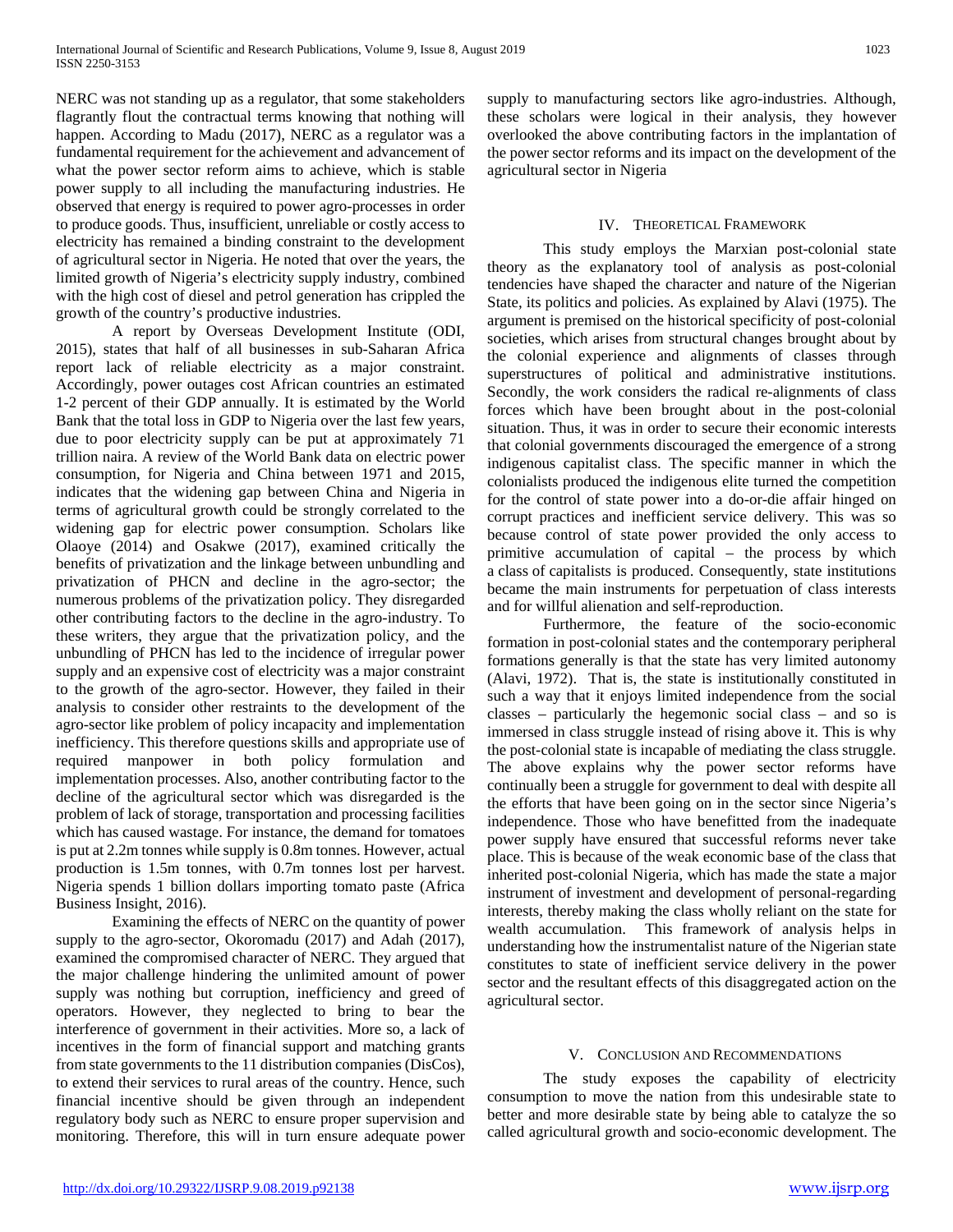NERC was not standing up as a regulator, that some stakeholders flagrantly flout the contractual terms knowing that nothing will happen. According to Madu (2017), NERC as a regulator was a fundamental requirement for the achievement and advancement of what the power sector reform aims to achieve, which is stable power supply to all including the manufacturing industries. He observed that energy is required to power agro-processes in order to produce goods. Thus, insufficient, unreliable or costly access to electricity has remained a binding constraint to the development of agricultural sector in Nigeria. He noted that over the years, the limited growth of Nigeria's electricity supply industry, combined with the high cost of diesel and petrol generation has crippled the growth of the country's productive industries.

A report by Overseas Development Institute (ODI, 2015), states that half of all businesses in sub-Saharan Africa report lack of reliable electricity as a major constraint. Accordingly, power outages cost African countries an estimated 1-2 percent of their GDP annually. It is estimated by the World Bank that the total loss in GDP to Nigeria over the last few years, due to poor electricity supply can be put at approximately 71 trillion naira. A review of the World Bank data on electric power consumption, for Nigeria and China between 1971 and 2015, indicates that the widening gap between China and Nigeria in terms of agricultural growth could be strongly correlated to the widening gap for electric power consumption. Scholars like Olaoye (2014) and Osakwe (2017), examined critically the benefits of privatization and the linkage between unbundling and privatization of PHCN and decline in the agro-sector; the numerous problems of the privatization policy. They disregarded other contributing factors to the decline in the agro-industry. To these writers, they argue that the privatization policy, and the unbundling of PHCN has led to the incidence of irregular power supply and an expensive cost of electricity was a major constraint to the growth of the agro-sector. However, they failed in their analysis to consider other restraints to the development of the agro-sector like problem of policy incapacity and implementation inefficiency. This therefore questions skills and appropriate use of required manpower in both policy formulation and implementation processes. Also, another contributing factor to the decline of the agricultural sector which was disregarded is the problem of lack of storage, transportation and processing facilities which has caused wastage. For instance, the demand for tomatoes is put at 2.2m tonnes while supply is 0.8m tonnes. However, actual production is 1.5m tonnes, with 0.7m tonnes lost per harvest. Nigeria spends 1 billion dollars importing tomato paste (Africa Business Insight, 2016).

Examining the effects of NERC on the quantity of power supply to the agro-sector, Okoromadu (2017) and Adah (2017), examined the compromised character of NERC. They argued that the major challenge hindering the unlimited amount of power supply was nothing but corruption, inefficiency and greed of operators. However, they neglected to bring to bear the interference of government in their activities. More so, a lack of incentives in the form of financial support and matching grants from state governments to the 11 distribution companies (DisCos), to extend their services to rural areas of the country. Hence, such financial incentive should be given through an independent regulatory body such as NERC to ensure proper supervision and monitoring. Therefore, this will in turn ensure adequate power supply to manufacturing sectors like agro-industries. Although, these scholars were logical in their analysis, they however overlooked the above contributing factors in the implantation of the power sector reforms and its impact on the development of the agricultural sector in Nigeria

## IV. Theoretical Framework

This study employs the Marxian post-colonial state theory as the explanatory tool of analysis as post-colonial tendencies have shaped the character and nature of the Nigerian State, its politics and policies. As explained by Alavi (1975). The argument is premised on the historical specificity of post-colonial societies, which arises from structural changes brought about by the colonial experience and alignments of classes through superstructures of political and administrative institutions. Secondly, the work considers the radical re-alignments of class forces which have been brought about in the post-colonial situation. Thus, it was in order to secure their economic interests that colonial governments discouraged the emergence of a strong indigenous capitalist class. The specific manner in which the colonialists produced the indigenous elite turned the competition for the control of state power into a do-or-die affair hinged on corrupt practices and inefficient service delivery. This was so because control of state power provided the only access to primitive accumulation of capital – the process by which a class of capitalists is produced. Consequently, state institutions became the main instruments for perpetuation of class interests and for willful alienation and self-reproduction.

Furthermore, the feature of the socio-economic formation in post-colonial states and the contemporary peripheral formations generally is that the state has very limited autonomy (Alavi, 1972). That is, the state is institutionally constituted in such a way that it enjoys limited independence from the social classes – particularly the hegemonic social class – and so is immersed in class struggle instead of rising above it. This is why the post-colonial state is incapable of mediating the class struggle. The above explains why the power sector reforms have continually been a struggle for government to deal with despite all the efforts that have been going on in the sector since Nigeria's independence. Those who have benefitted from the inadequate power supply have ensured that successful reforms never take place. This is because of the weak economic base of the class that inherited post-colonial Nigeria, which has made the state a major instrument of investment and development of personal-regarding interests, thereby making the class wholly reliant on the state for wealth accumulation. This framework of analysis helps in understanding how the instrumentalist nature of the Nigerian state constitutes to state of inefficient service delivery in the power sector and the resultant effects of this disaggregated action on the agricultural sector.

## V. Conclusion and Recommendations

The study exposes the capability of electricity consumption to move the nation from this undesirable state to better and more desirable state by being able to catalyze the so called agricultural growth and socio-economic development. The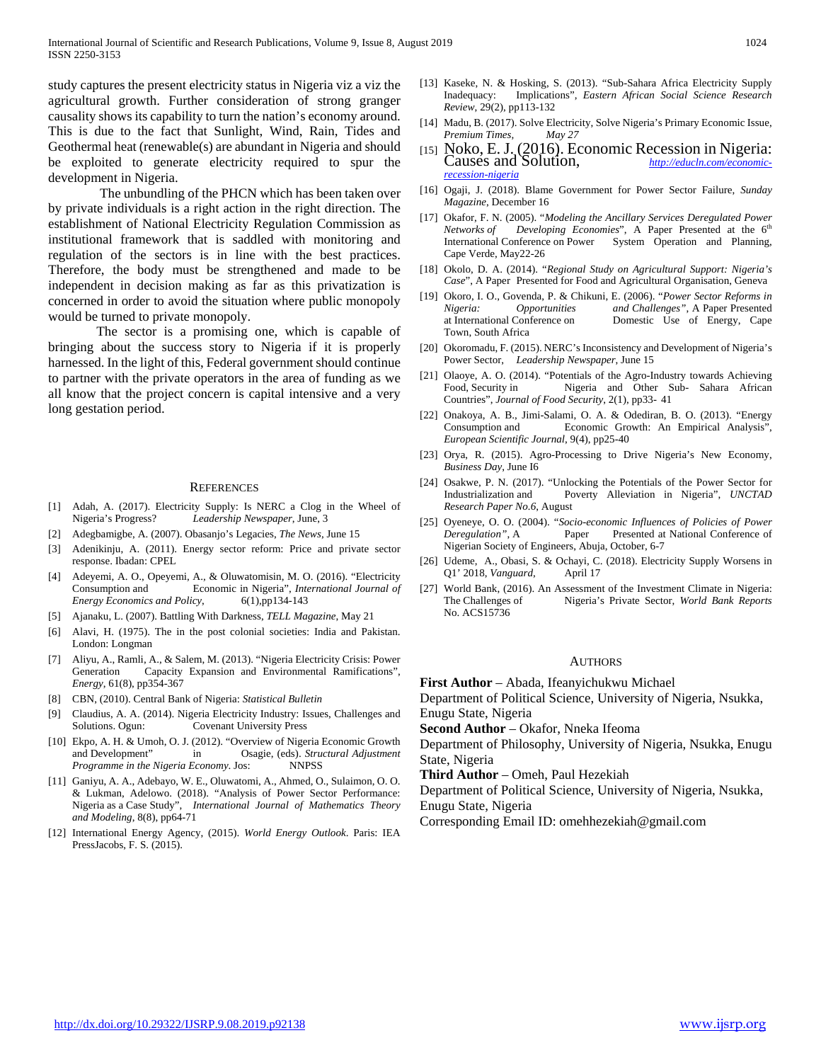study captures the present electricity status in Nigeria viz a viz the agricultural growth. Further consideration of strong granger causality shows its capability to turn the nation's economy around. This is due to the fact that Sunlight, Wind, Rain, Tides and Geothermal heat (renewable(s) are abundant in Nigeria and should be exploited to generate electricity required to spur the development in Nigeria.

The unbundling of the PHCN which has been taken over by private individuals is a right action in the right direction. The establishment of National Electricity Regulation Commission as institutional framework that is saddled with monitoring and regulation of the sectors is in line with the best practices. Therefore, the body must be strengthened and made to be independent in decision making as far as this privatization is concerned in order to avoid the situation where public monopoly would be turned to private monopoly.

The sector is a promising one, which is capable of bringing about the success story to Nigeria if it is properly harnessed. In the light of this, Federal government should continue to partner with the private operators in the area of funding as we all know that the project concern is capital intensive and a very long gestation period.

## References

[1] Adah, A. (2017). Electricity Supply: Is NERC a Clog in the Wheel of Nigeria's Progress? *Leadership Newspaper*, June, 3

[2] Adegbamigbe, A. (2007). Obasanjo's Legacies, *The News*, June 15

[3] Adenikinju, A. (2011). Energy sector reform: Price and private sector response. Ibadan: CPEL

[4] Adeyemi, A. O., Opeyemi, A., & Oluwatomisin, M. O. (2016). "Electricity Consumption and Economic in Nigeria", *International Journal of Energy Economics and Policy*, 6(1),pp134-143

[5] Ajanaku, L. (2007). Battling With Darkness, *TELL Magazine*, May 21

[6] Alavi, H. (1975). The in the post colonial societies: India and Pakistan. London: Longman

[7] Aliyu, A., Ramli, A., & Salem, M. (2013). "Nigeria Electricity Crisis: Power Generation Capacity Expansion and Environmental Ramifications", *Energy*, 61(8), pp354-367

[8] CBN, (2010). Central Bank of Nigeria: *Statistical Bulletin*

[9] Claudius, A. A. (2014). Nigeria Electricity Industry: Issues, Challenges and Solutions. Ogun: Covenant University Press

[10] Ekpo, A. H. & Umoh, O. J. (2012). "Overview of Nigeria Economic Growth and Development" in Osagie, (eds). *Structural Adjustment Programme in the Nigeria Economy*. Jos: NNPSS

[11] Ganiyu, A. A., Adebayo, W. E., Oluwatomi, A., Ahmed, O., Sulaimon, O. O. & Lukman, Adelowo. (2018). "Analysis of Power Sector Performance: Nigeria as a Case Study", *International Journal of Mathematics Theory and Modeling*, 8(8), pp64-71

[12] International Energy Agency, (2015). *World Energy Outlook*. Paris: IEA PressJacobs, F. S. (2015).

[13] Kaseke, N. & Hosking, S. (2013). "Sub-Sahara Africa Electricity Supply Inadequacy: Implications", *Eastern African Social Science Research Review*, 29(2), pp113-132

[14] Madu, B. (2017). Solve Electricity, Solve Nigeria's Primary Economic Issue, *Premium Times*, *May 27*

[15] Noko, E. J. (2016). Economic Recession in Nigeria: Causes and Solution, *http://educln.com/economic-recession-nigeria*

[16] Ogaji, J. (2018). Blame Government for Power Sector Failure, *Sunday Magazine*, December 16

[17] Okafor, F. N. (2005). "*Modeling the Ancillary Services Deregulated Power Networks of Developing Economies*", A Paper Presented at the 6th International Conference on Power System Operation and Planning, Cape Verde, May22-26

[18] Okolo, D. A. (2014). "*Regional Study on Agricultural Support: Nigeria's Case*", A Paper Presented for Food and Agricultural Organisation, Geneva

[19] Okoro, I. O., Govenda, P. & Chikuni, E. (2006). "*Power Sector Reforms in Nigeria: Opportunities and Challenges"*, A Paper Presented at International Conference on Domestic Use of Energy, Cape Town, South Africa

[20] Okoromadu, F. (2015). NERC's Inconsistency and Development of Nigeria's Power Sector, *Leadership Newspaper*, June 15

[21] Olaoye, A. O. (2014). "Potentials of the Agro-Industry towards Achieving Food, Security in Nigeria and Other Sub- Sahara African Countries", *Journal of Food Security*, 2(1), pp33- 41

[22] Onakoya, A. B., Jimi-Salami, O. A. & Odediran, B. O. (2013). "Energy Consumption and Economic Growth: An Empirical Analysis", *European Scientific Journal*, 9(4), pp25-40

[23] Orya, R. (2015). Agro-Processing to Drive Nigeria's New Economy, *Business Day*, June I6

[24] Osakwe, P. N. (2017). "Unlocking the Potentials of the Power Sector for Industrialization and Poverty Alleviation in Nigeria", *UNCTAD Research Paper No.6*, August

[25] Oyeneye, O. O. (2004). "*Socio-economic Influences of Policies of Power Deregulation"*, A Paper Presented at National Conference of Nigerian Society of Engineers, Abuja, October, 6-7

[26] Udeme, A., Obasi, S. & Ochayi, C. (2018). Electricity Supply Worsens in Q1' 2018, *Vanguard*, April 17

[27] World Bank, (2016). An Assessment of the Investment Climate in Nigeria: The Challenges of Nigeria's Private Sector, *World Bank Reports* No. ACS15736

## Authors

**First Author** – Abada, Ifeanyichukwu Michael
Department of Political Science, University of Nigeria, Nsukka, Enugu State, Nigeria

**Second Author** – Okafor, Nneka Ifeoma
Department of Philosophy, University of Nigeria, Nsukka, Enugu State, Nigeria

**Third Author** – Omeh, Paul Hezekiah
Department of Political Science, University of Nigeria, Nsukka, Enugu State, Nigeria
Corresponding Email ID: omehhezekiah@gmail.com